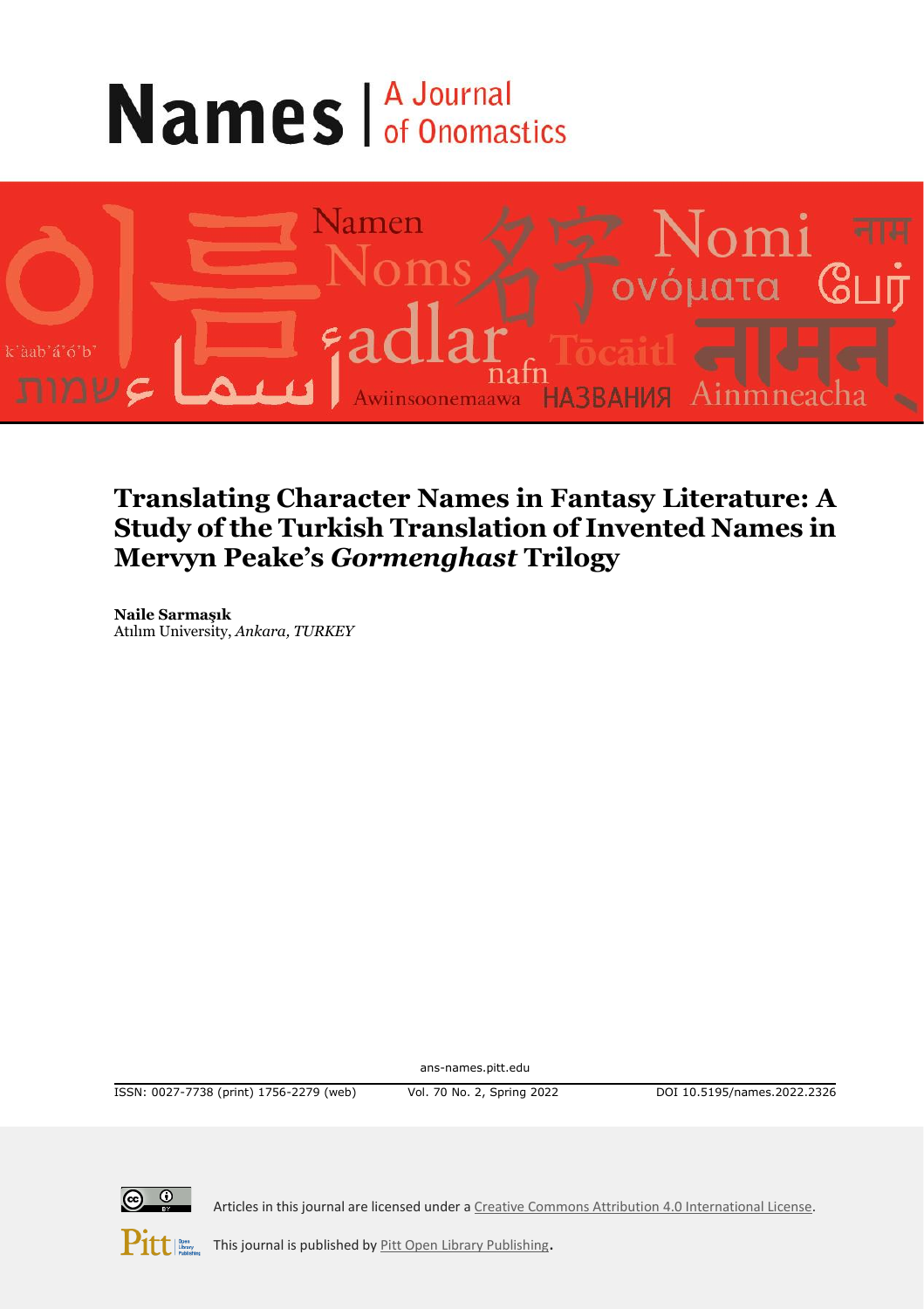# Names | A Journal of Onomastics

## Translating Character Names in Fantasy Literature: A Study of the Turkish Translation of Invented Names in Mervyn Peake's *Gormenghast* Trilogy

**Naile Sarmaşık**
Atılım University, *Ankara, TURKEY*

ans-names.pitt.edu

ISSN: 0027-7738 (print) 1756-2279 (web) Vol. 70 No. 2, Spring 2022 DOI 10.5195/names.2022.2326

Articles in this journal are licensed under a Creative Commons Attribution 4.0 International License.

This journal is published by Pitt Open Library Publishing.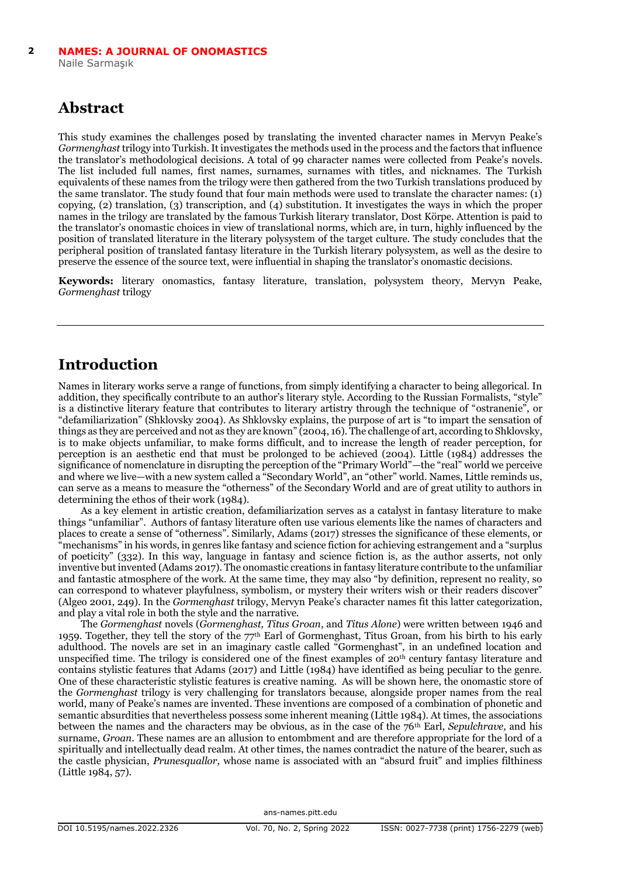## Abstract

This study examines the challenges posed by translating the invented character names in Mervyn Peake's *Gormenghast* trilogy into Turkish. It investigates the methods used in the process and the factors that influence the translator's methodological decisions. A total of 99 character names were collected from Peake's novels. The list included full names, first names, surnames, surnames with titles, and nicknames. The Turkish equivalents of these names from the trilogy were then gathered from the two Turkish translations produced by the same translator. The study found that four main methods were used to translate the character names: (1) copying, (2) translation, (3) transcription, and (4) substitution. It investigates the ways in which the proper names in the trilogy are translated by the famous Turkish literary translator, Dost Körpe. Attention is paid to the translator's onomastic choices in view of translational norms, which are, in turn, highly influenced by the position of translated literature in the literary polysystem of the target culture. The study concludes that the peripheral position of translated fantasy literature in the Turkish literary polysystem, as well as the desire to preserve the essence of the source text, were influential in shaping the translator's onomastic decisions.

**Keywords:** literary onomastics, fantasy literature, translation, polysystem theory, Mervyn Peake, *Gormenghast* trilogy

## Introduction

Names in literary works serve a range of functions, from simply identifying a character to being allegorical. In addition, they specifically contribute to an author's literary style. According to the Russian Formalists, "style" is a distinctive literary feature that contributes to literary artistry through the technique of "ostranenie", or "defamiliarization" (Shklovsky 2004). As Shklovsky explains, the purpose of art is "to impart the sensation of things as they are perceived and not as they are known" (2004, 16). The challenge of art, according to Shklovsky, is to make objects unfamiliar, to make forms difficult, and to increase the length of reader perception, for perception is an aesthetic end that must be prolonged to be achieved (2004). Little (1984) addresses the significance of nomenclature in disrupting the perception of the "Primary World"—the "real" world we perceive and where we live—with a new system called a "Secondary World", an "other" world. Names, Little reminds us, can serve as a means to measure the "otherness" of the Secondary World and are of great utility to authors in determining the ethos of their work (1984).

As a key element in artistic creation, defamiliarization serves as a catalyst in fantasy literature to make things "unfamiliar". Authors of fantasy literature often use various elements like the names of characters and places to create a sense of "otherness". Similarly, Adams (2017) stresses the significance of these elements, or "mechanisms" in his words, in genres like fantasy and science fiction for achieving estrangement and a "surplus of poeticity" (332). In this way, language in fantasy and science fiction is, as the author asserts, not only inventive but invented (Adams 2017). The onomastic creations in fantasy literature contribute to the unfamiliar and fantastic atmosphere of the work. At the same time, they may also "by definition, represent no reality, so can correspond to whatever playfulness, symbolism, or mystery their writers wish or their readers discover" (Algeo 2001, 249). In the *Gormenghast* trilogy, Mervyn Peake's character names fit this latter categorization, and play a vital role in both the style and the narrative.

The *Gormenghast* novels (*Gormenghast, Titus Groan*, and *Titus Alone*) were written between 1946 and 1959. Together, they tell the story of the 77th Earl of Gormenghast, Titus Groan, from his birth to his early adulthood. The novels are set in an imaginary castle called "Gormenghast", in an undefined location and unspecified time. The trilogy is considered one of the finest examples of 20th century fantasy literature and contains stylistic features that Adams (2017) and Little (1984) have identified as being peculiar to the genre. One of these characteristic stylistic features is creative naming. As will be shown here, the onomastic store of the *Gormenghast* trilogy is very challenging for translators because, alongside proper names from the real world, many of Peake's names are invented. These inventions are composed of a combination of phonetic and semantic absurdities that nevertheless possess some inherent meaning (Little 1984). At times, the associations between the names and the characters may be obvious, as in the case of the 76th Earl, *Sepulchrave,* and his surname, *Groan*. These names are an allusion to entombment and are therefore appropriate for the lord of a spiritually and intellectually dead realm. At other times, the names contradict the nature of the bearer, such as the castle physician, *Prunesquallor,* whose name is associated with an "absurd fruit" and implies filthiness (Little 1984, 57).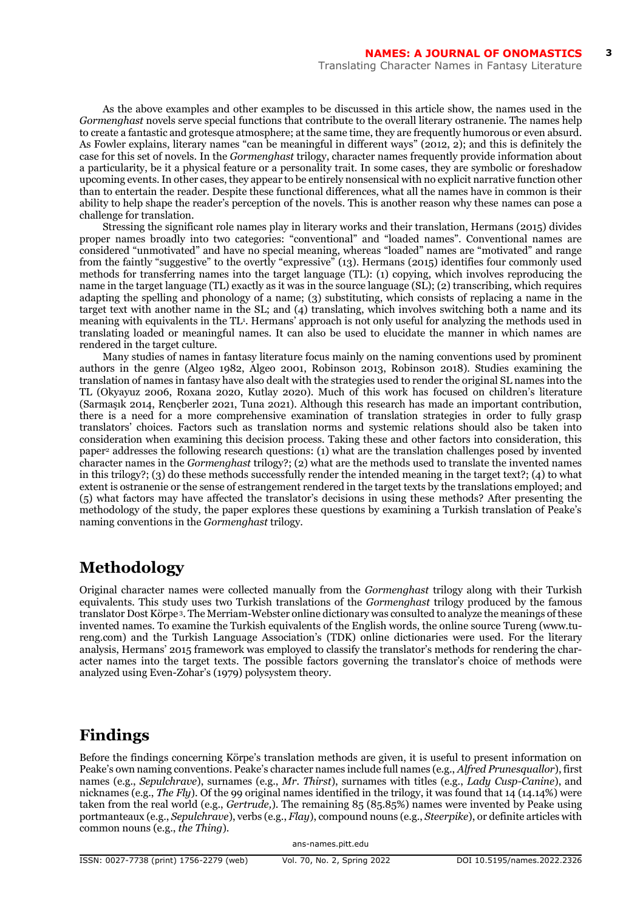As the above examples and other examples to be discussed in this article show, the names used in the *Gormenghast* novels serve special functions that contribute to the overall literary ostranenie. The names help to create a fantastic and grotesque atmosphere; at the same time, they are frequently humorous or even absurd. As Fowler explains, literary names "can be meaningful in different ways" (2012, 2); and this is definitely the case for this set of novels. In the *Gormenghast* trilogy, character names frequently provide information about a particularity, be it a physical feature or a personality trait. In some cases, they are symbolic or foreshadow upcoming events. In other cases, they appear to be entirely nonsensical with no explicit narrative function other than to entertain the reader. Despite these functional differences, what all the names have in common is their ability to help shape the reader's perception of the novels. This is another reason why these names can pose a challenge for translation.

Stressing the significant role names play in literary works and their translation, Hermans (2015) divides proper names broadly into two categories: "conventional" and "loaded names". Conventional names are considered "unmotivated" and have no special meaning, whereas "loaded" names are "motivated" and range from the faintly "suggestive" to the overtly "expressive" (13). Hermans (2015) identifies four commonly used methods for transferring names into the target language (TL): (1) copying, which involves reproducing the name in the target language (TL) exactly as it was in the source language (SL); (2) transcribing, which requires adapting the spelling and phonology of a name; (3) substituting, which consists of replacing a name in the target text with another name in the SL; and (4) translating, which involves switching both a name and its meaning with equivalents in the TL[1]. Hermans' approach is not only useful for analyzing the methods used in translating loaded or meaningful names. It can also be used to elucidate the manner in which names are rendered in the target culture.

Many studies of names in fantasy literature focus mainly on the naming conventions used by prominent authors in the genre (Algeo 1982, Algeo 2001, Robinson 2013, Robinson 2018). Studies examining the translation of names in fantasy have also dealt with the strategies used to render the original SL names into the TL (Okyayuz 2006, Roxana 2020, Kutlay 2020). Much of this work has focused on children's literature (Sarmaşık 2014, Rençberler 2021, Tuna 2021). Although this research has made an important contribution, there is a need for a more comprehensive examination of translation strategies in order to fully grasp translators' choices. Factors such as translation norms and systemic relations should also be taken into consideration when examining this decision process. Taking these and other factors into consideration, this paper[2] addresses the following research questions: (1) what are the translation challenges posed by invented character names in the *Gormenghast* trilogy?; (2) what are the methods used to translate the invented names in this trilogy?; (3) do these methods successfully render the intended meaning in the target text?; (4) to what extent is ostranenie or the sense of estrangement rendered in the target texts by the translations employed; and (5) what factors may have affected the translator's decisions in using these methods? After presenting the methodology of the study, the paper explores these questions by examining a Turkish translation of Peake's naming conventions in the *Gormenghast* trilogy.

## Methodology

Original character names were collected manually from the *Gormenghast* trilogy along with their Turkish equivalents. This study uses two Turkish translations of the *Gormenghast* trilogy produced by the famous translator Dost Körpe[3]. The Merriam-Webster online dictionary was consulted to analyze the meanings of these invented names. To examine the Turkish equivalents of the English words, the online source Tureng (www.tureng.com) and the Turkish Language Association's (TDK) online dictionaries were used. For the literary analysis, Hermans' 2015 framework was employed to classify the translator's methods for rendering the character names into the target texts. The possible factors governing the translator's choice of methods were analyzed using Even-Zohar's (1979) polysystem theory.

## Findings

Before the findings concerning Körpe's translation methods are given, it is useful to present information on Peake's own naming conventions. Peake's character names include full names (e.g., *Alfred Prunesquallor*), first names (e.g., *Sepulchrave*), surnames (e.g., *Mr. Thirst*), surnames with titles (e.g., *Lady Cusp-Canine*), and nicknames (e.g., *The Fly*). Of the 99 original names identified in the trilogy, it was found that 14 (14.14%) were taken from the real world (e.g., *Gertrude,*). The remaining 85 (85.85%) names were invented by Peake using portmanteaux (e.g., *Sepulchrave*), verbs (e.g., *Flay*), compound nouns (e.g., *Steerpike*), or definite articles with common nouns (e.g., *the Thing*).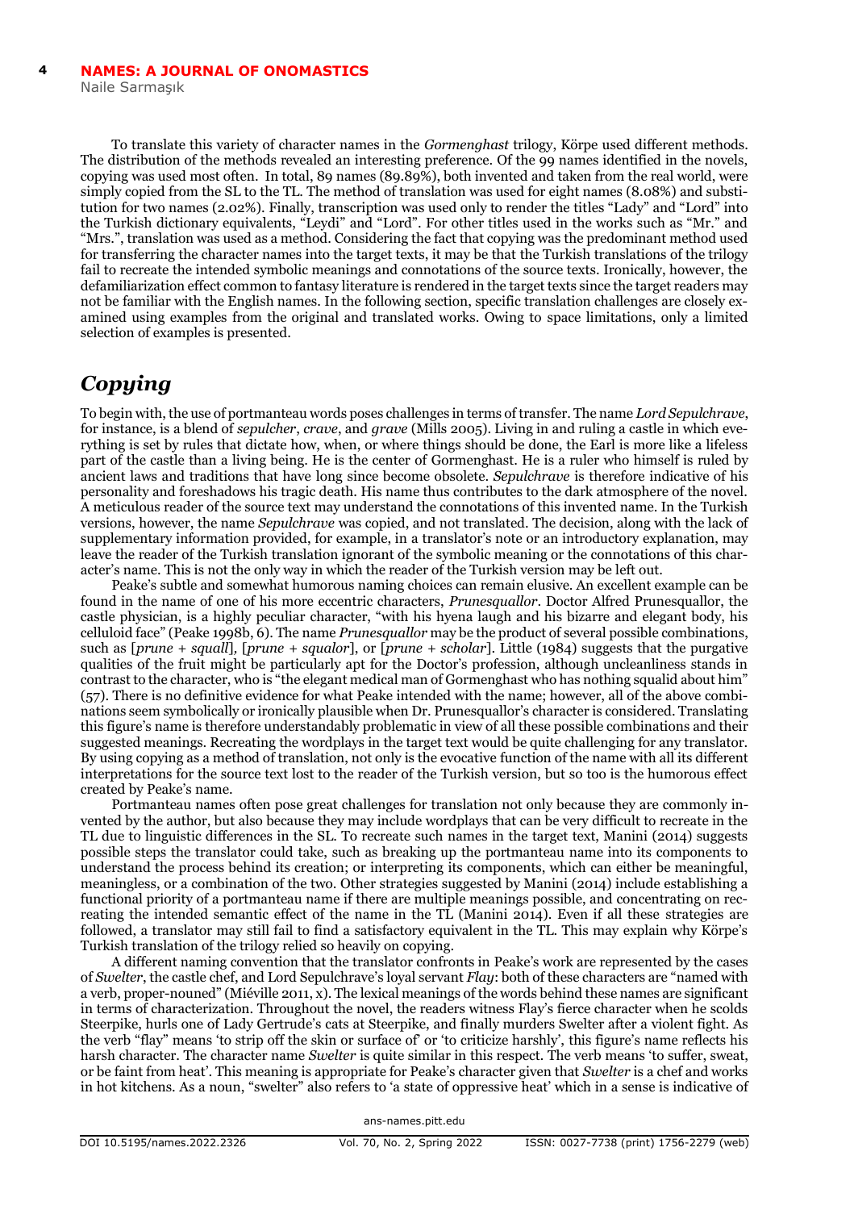To translate this variety of character names in the *Gormenghast* trilogy, Körpe used different methods. The distribution of the methods revealed an interesting preference. Of the 99 names identified in the novels, copying was used most often. In total, 89 names (89.89%), both invented and taken from the real world, were simply copied from the SL to the TL. The method of translation was used for eight names (8.08%) and substitution for two names (2.02%). Finally, transcription was used only to render the titles "Lady" and "Lord" into the Turkish dictionary equivalents, "Leydi" and "Lord". For other titles used in the works such as "Mr." and "Mrs.", translation was used as a method. Considering the fact that copying was the predominant method used for transferring the character names into the target texts, it may be that the Turkish translations of the trilogy fail to recreate the intended symbolic meanings and connotations of the source texts. Ironically, however, the defamiliarization effect common to fantasy literature is rendered in the target texts since the target readers may not be familiar with the English names. In the following section, specific translation challenges are closely examined using examples from the original and translated works. Owing to space limitations, only a limited selection of examples is presented.

## *Copying*

To begin with, the use of portmanteau words poses challenges in terms of transfer. The name *Lord Sepulchrave*, for instance, is a blend of *sepulcher*, *crave*, and *grave* (Mills 2005). Living in and ruling a castle in which everything is set by rules that dictate how, when, or where things should be done, the Earl is more like a lifeless part of the castle than a living being. He is the center of Gormenghast. He is a ruler who himself is ruled by ancient laws and traditions that have long since become obsolete. *Sepulchrave* is therefore indicative of his personality and foreshadows his tragic death. His name thus contributes to the dark atmosphere of the novel. A meticulous reader of the source text may understand the connotations of this invented name. In the Turkish versions, however, the name *Sepulchrave* was copied, and not translated. The decision, along with the lack of supplementary information provided, for example, in a translator's note or an introductory explanation, may leave the reader of the Turkish translation ignorant of the symbolic meaning or the connotations of this character's name. This is not the only way in which the reader of the Turkish version may be left out.

Peake's subtle and somewhat humorous naming choices can remain elusive. An excellent example can be found in the name of one of his more eccentric characters, *Prunesquallor*. Doctor Alfred Prunesquallor, the castle physician, is a highly peculiar character, "with his hyena laugh and his bizarre and elegant body, his celluloid face" (Peake 1998b, 6). The name *Prunesquallor* may be the product of several possible combinations, such as [*prune* + *squall*], [*prune* + *squalor*], or [*prune* + *scholar*]. Little (1984) suggests that the purgative qualities of the fruit might be particularly apt for the Doctor's profession, although uncleanliness stands in contrast to the character, who is "the elegant medical man of Gormenghast who has nothing squalid about him" (57). There is no definitive evidence for what Peake intended with the name; however, all of the above combinations seem symbolically or ironically plausible when Dr. Prunesquallor's character is considered. Translating this figure's name is therefore understandably problematic in view of all these possible combinations and their suggested meanings. Recreating the wordplays in the target text would be quite challenging for any translator. By using copying as a method of translation, not only is the evocative function of the name with all its different interpretations for the source text lost to the reader of the Turkish version, but so too is the humorous effect created by Peake's name.

Portmanteau names often pose great challenges for translation not only because they are commonly invented by the author, but also because they may include wordplays that can be very difficult to recreate in the TL due to linguistic differences in the SL. To recreate such names in the target text, Manini (2014) suggests possible steps the translator could take, such as breaking up the portmanteau name into its components to understand the process behind its creation; or interpreting its components, which can either be meaningful, meaningless, or a combination of the two. Other strategies suggested by Manini (2014) include establishing a functional priority of a portmanteau name if there are multiple meanings possible, and concentrating on recreating the intended semantic effect of the name in the TL (Manini 2014). Even if all these strategies are followed, a translator may still fail to find a satisfactory equivalent in the TL. This may explain why Körpe's Turkish translation of the trilogy relied so heavily on copying.

A different naming convention that the translator confronts in Peake's work are represented by the cases of *Swelter*, the castle chef, and Lord Sepulchrave's loyal servant *Flay*: both of these characters are "named with a verb, proper-nouned" (Miéville 2011, x). The lexical meanings of the words behind these names are significant in terms of characterization. Throughout the novel, the readers witness Flay's fierce character when he scolds Steerpike, hurls one of Lady Gertrude's cats at Steerpike, and finally murders Swelter after a violent fight. As the verb "flay" means 'to strip off the skin or surface of' or 'to criticize harshly', this figure's name reflects his harsh character. The character name *Swelter* is quite similar in this respect. The verb means 'to suffer, sweat, or be faint from heat'. This meaning is appropriate for Peake's character given that *Swelter* is a chef and works in hot kitchens. As a noun, "swelter" also refers to 'a state of oppressive heat' which in a sense is indicative of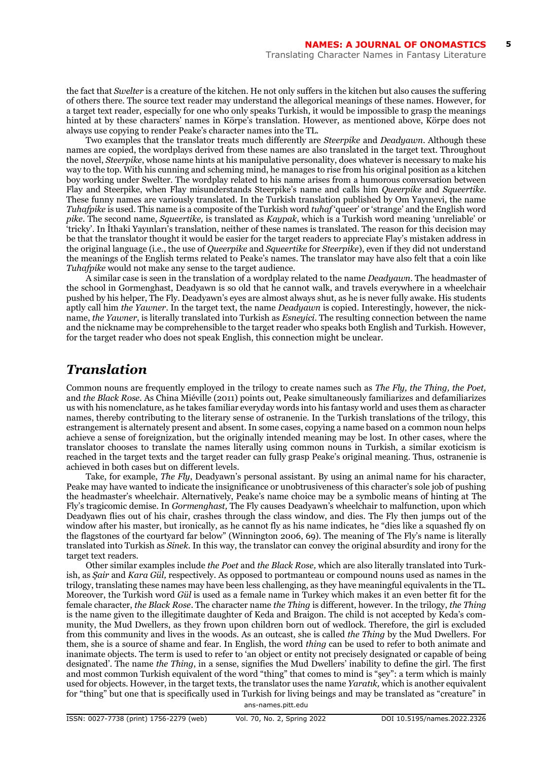the fact that *Swelter* is a creature of the kitchen. He not only suffers in the kitchen but also causes the suffering of others there. The source text reader may understand the allegorical meanings of these names. However, for a target text reader, especially for one who only speaks Turkish, it would be impossible to grasp the meanings hinted at by these characters' names in Körpe's translation. However, as mentioned above, Körpe does not always use copying to render Peake's character names into the TL.

Two examples that the translator treats much differently are *Steerpike* and *Deadyawn*. Although these names are copied, the wordplays derived from these names are also translated in the target text. Throughout the novel, *Steerpike*, whose name hints at his manipulative personality, does whatever is necessary to make his way to the top. With his cunning and scheming mind, he manages to rise from his original position as a kitchen boy working under Swelter. The wordplay related to his name arises from a humorous conversation between Flay and Steerpike, when Flay misunderstands Steerpike's name and calls him *Queerpike* and *Squeertike*. These funny names are variously translated. In the Turkish translation published by Om Yayınevi, the name *Tuhafpike* is used. This name is a composite of the Turkish word *tuhaf* 'queer' or 'strange' and the English word *pike*. The second name, *Squeertike,* is translated as *Kaypak*, which is a Turkish word meaning 'unreliable' or 'tricky'. In İthaki Yayınları's translation, neither of these names is translated. The reason for this decision may be that the translator thought it would be easier for the target readers to appreciate Flay's mistaken address in the original language (i.e., the use of *Queerpike* and *Squeertike* for *Steerpike*), even if they did not understand the meanings of the English terms related to Peake's names. The translator may have also felt that a coin like *Tuhafpike* would not make any sense to the target audience.

A similar case is seen in the translation of a wordplay related to the name *Deadyawn*. The headmaster of the school in Gormenghast, Deadyawn is so old that he cannot walk, and travels everywhere in a wheelchair pushed by his helper, The Fly. Deadyawn's eyes are almost always shut, as he is never fully awake. His students aptly call him *the Yawner*. In the target text, the name *Deadyawn* is copied. Interestingly, however, the nickname, *the Yawner*, is literally translated into Turkish as *Esneyici*. The resulting connection between the name and the nickname may be comprehensible to the target reader who speaks both English and Turkish. However, for the target reader who does not speak English, this connection might be unclear.

## *Translation*

Common nouns are frequently employed in the trilogy to create names such as *The Fly, the Thing, the Poet,* and *the Black Rose*. As China Miéville (2011) points out, Peake simultaneously familiarizes and defamiliarizes us with his nomenclature, as he takes familiar everyday words into his fantasy world and uses them as character names, thereby contributing to the literary sense of ostranenie. In the Turkish translations of the trilogy, this estrangement is alternately present and absent. In some cases, copying a name based on a common noun helps achieve a sense of foreignization, but the originally intended meaning may be lost. In other cases, where the translator chooses to translate the names literally using common nouns in Turkish, a similar exoticism is reached in the target texts and the target reader can fully grasp Peake's original meaning. Thus, ostranenie is achieved in both cases but on different levels.

Take, for example, *The Fly*, Deadyawn's personal assistant. By using an animal name for his character, Peake may have wanted to indicate the insignificance or unobtrusiveness of this character's sole job of pushing the headmaster's wheelchair. Alternatively, Peake's name choice may be a symbolic means of hinting at The Fly's tragicomic demise. In *Gormenghast,* The Fly causes Deadyawn's wheelchair to malfunction, upon which Deadyawn flies out of his chair, crashes through the class window, and dies. The Fly then jumps out of the window after his master, but ironically, as he cannot fly as his name indicates, he "dies like a squashed fly on the flagstones of the courtyard far below" (Winnington 2006, 69). The meaning of The Fly's name is literally translated into Turkish as *Sinek*. In this way, the translator can convey the original absurdity and irony for the target text readers.

Other similar examples include *the Poet* and *the Black Rose,* which are also literally translated into Turkish, as *Şair* and *Kara Gül,* respectively. As opposed to portmanteau or compound nouns used as names in the trilogy, translating these names may have been less challenging, as they have meaningful equivalents in the TL. Moreover, the Turkish word *Gül* is used as a female name in Turkey which makes it an even better fit for the female character, *the Black Rose*. The character name *the Thing* is different, however. In the trilogy, *the Thing* is the name given to the illegitimate daughter of Keda and Braigon. The child is not accepted by Keda's community, the Mud Dwellers, as they frown upon children born out of wedlock. Therefore, the girl is excluded from this community and lives in the woods. As an outcast, she is called *the Thing* by the Mud Dwellers. For them, she is a source of shame and fear. In English, the word *thing* can be used to refer to both animate and inanimate objects. The term is used to refer to 'an object or entity not precisely designated or capable of being designated'. The name *the Thing*, in a sense, signifies the Mud Dwellers' inability to define the girl. The first and most common Turkish equivalent of the word "thing" that comes to mind is "şey": a term which is mainly used for objects. However, in the target texts, the translator uses the name *Yaratık,* which is another equivalent for "thing" but one that is specifically used in Turkish for living beings and may be translated as "creature" in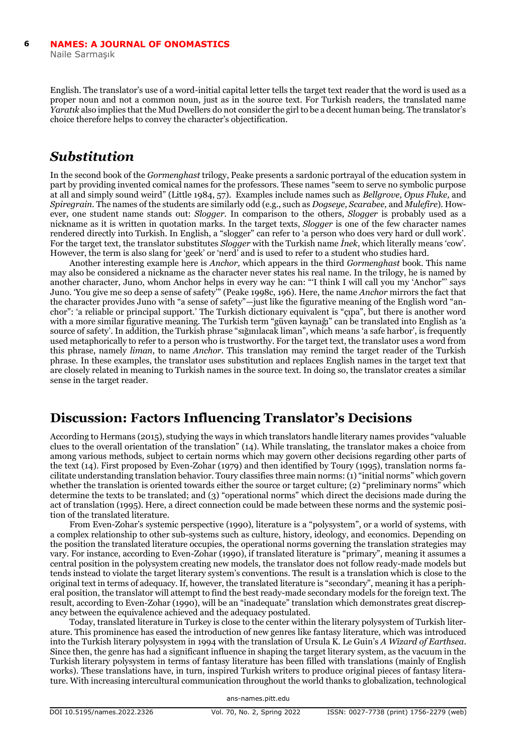English. The translator's use of a word-initial capital letter tells the target text reader that the word is used as a proper noun and not a common noun, just as in the source text. For Turkish readers, the translated name *Yaratık* also implies that the Mud Dwellers do not consider the girl to be a decent human being. The translator's choice therefore helps to convey the character's objectification.

## *Substitution*

In the second book of the *Gormenghast* trilogy, Peake presents a sardonic portrayal of the education system in part by providing invented comical names for the professors. These names "seem to serve no symbolic purpose at all and simply sound weird" (Little 1984, 57). Examples include names such as *Bellgrove, Opus Fluke,* and *Spiregrain*. The names of the students are similarly odd (e.g., such as *Dogseye, Scarabee,* and *Mulefire*). However, one student name stands out: *Slogger*. In comparison to the others, *Slogger* is probably used as a nickname as it is written in quotation marks. In the target texts, *Slogger* is one of the few character names rendered directly into Turkish. In English, a "slogger" can refer to 'a person who does very hard or dull work'. For the target text, the translator substitutes *Slogger* with the Turkish name *İnek*, which literally means 'cow'. However, the term is also slang for 'geek' or 'nerd' and is used to refer to a student who studies hard.

Another interesting example here is *Anchor,* which appears in the third *Gormenghast* book. This name may also be considered a nickname as the character never states his real name. In the trilogy, he is named by another character, Juno, whom Anchor helps in every way he can: "'I think I will call you my 'Anchor'" says Juno. 'You give me so deep a sense of safety'" (Peake 1998c, 196). Here, the name *Anchor* mirrors the fact that the character provides Juno with "a sense of safety"—just like the figurative meaning of the English word "anchor": 'a reliable or principal support.' The Turkish dictionary equivalent is "çıpa", but there is another word with a more similar figurative meaning. The Turkish term "güven kaynağı" can be translated into English as 'a source of safety'. In addition, the Turkish phrase "sığınılacak liman", which means 'a safe harbor', is frequently used metaphorically to refer to a person who is trustworthy. For the target text, the translator uses a word from this phrase, namely *liman*, to name *Anchor*. This translation may remind the target reader of the Turkish phrase. In these examples, the translator uses substitution and replaces English names in the target text that are closely related in meaning to Turkish names in the source text. In doing so, the translator creates a similar sense in the target reader.

## Discussion: Factors Influencing Translator's Decisions

According to Hermans (2015), studying the ways in which translators handle literary names provides "valuable clues to the overall orientation of the translation" (14). While translating, the translator makes a choice from among various methods, subject to certain norms which may govern other decisions regarding other parts of the text (14). First proposed by Even-Zohar (1979) and then identified by Toury (1995), translation norms facilitate understanding translation behavior. Toury classifies three main norms: (1) "initial norms" which govern whether the translation is oriented towards either the source or target culture; (2) "preliminary norms" which determine the texts to be translated; and (3) "operational norms" which direct the decisions made during the act of translation (1995). Here, a direct connection could be made between these norms and the systemic position of the translated literature.

From Even-Zohar's systemic perspective (1990), literature is a "polysystem", or a world of systems, with a complex relationship to other sub-systems such as culture, history, ideology, and economics. Depending on the position the translated literature occupies, the operational norms governing the translation strategies may vary. For instance, according to Even-Zohar (1990), if translated literature is "primary", meaning it assumes a central position in the polysystem creating new models, the translator does not follow ready-made models but tends instead to violate the target literary system's conventions. The result is a translation which is close to the original text in terms of adequacy. If, however, the translated literature is "secondary", meaning it has a peripheral position, the translator will attempt to find the best ready-made secondary models for the foreign text. The result, according to Even-Zohar (1990), will be an "inadequate" translation which demonstrates great discrepancy between the equivalence achieved and the adequacy postulated.

Today, translated literature in Turkey is close to the center within the literary polysystem of Turkish literature. This prominence has eased the introduction of new genres like fantasy literature, which was introduced into the Turkish literary polysystem in 1994 with the translation of Ursula K. Le Guin's *A Wizard of Earthsea*. Since then, the genre has had a significant influence in shaping the target literary system, as the vacuum in the Turkish literary polysystem in terms of fantasy literature has been filled with translations (mainly of English works). These translations have, in turn, inspired Turkish writers to produce original pieces of fantasy literature. With increasing intercultural communication throughout the world thanks to globalization, technological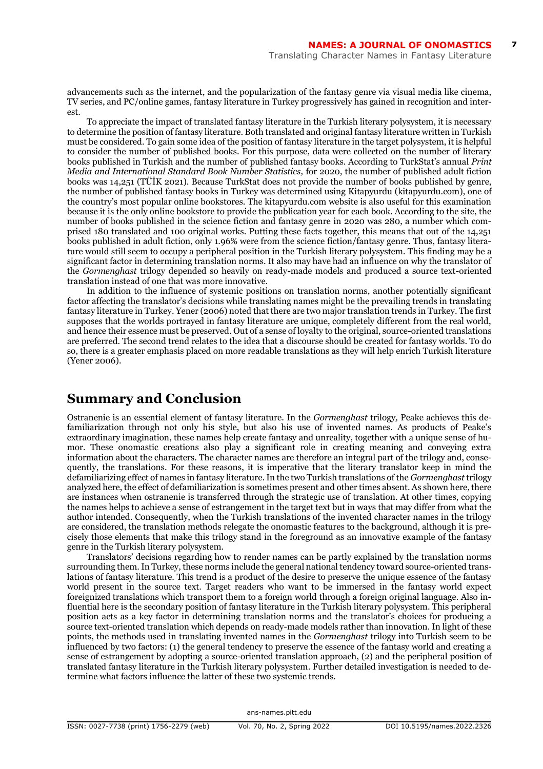advancements such as the internet, and the popularization of the fantasy genre via visual media like cinema, TV series, and PC/online games, fantasy literature in Turkey progressively has gained in recognition and interest.

To appreciate the impact of translated fantasy literature in the Turkish literary polysystem, it is necessary to determine the position of fantasy literature. Both translated and original fantasy literature written in Turkish must be considered. To gain some idea of the position of fantasy literature in the target polysystem, it is helpful to consider the number of published books. For this purpose, data were collected on the number of literary books published in Turkish and the number of published fantasy books. According to TurkStat's annual *Print Media and International Standard Book Number Statistics,* for 2020, the number of published adult fiction books was 14,251 (TÜİK 2021). Because TurkStat does not provide the number of books published by genre, the number of published fantasy books in Turkey was determined using Kitapyurdu (kitapyurdu.com), one of the country's most popular online bookstores. The kitapyurdu.com website is also useful for this examination because it is the only online bookstore to provide the publication year for each book. According to the site, the number of books published in the science fiction and fantasy genre in 2020 was 280, a number which comprised 180 translated and 100 original works. Putting these facts together, this means that out of the 14,251 books published in adult fiction, only 1.96% were from the science fiction/fantasy genre. Thus, fantasy literature would still seem to occupy a peripheral position in the Turkish literary polysystem. This finding may be a significant factor in determining translation norms. It also may have had an influence on why the translator of the *Gormenghast* trilogy depended so heavily on ready-made models and produced a source text-oriented translation instead of one that was more innovative.

In addition to the influence of systemic positions on translation norms, another potentially significant factor affecting the translator's decisions while translating names might be the prevailing trends in translating fantasy literature in Turkey. Yener (2006) noted that there are two major translation trends in Turkey. The first supposes that the worlds portrayed in fantasy literature are unique, completely different from the real world, and hence their essence must be preserved. Out of a sense of loyalty to the original, source-oriented translations are preferred. The second trend relates to the idea that a discourse should be created for fantasy worlds. To do so, there is a greater emphasis placed on more readable translations as they will help enrich Turkish literature (Yener 2006).

## Summary and Conclusion

Ostranenie is an essential element of fantasy literature. In the *Gormenghast* trilogy*,* Peake achieves this defamiliarization through not only his style, but also his use of invented names. As products of Peake's extraordinary imagination, these names help create fantasy and unreality, together with a unique sense of humor. These onomastic creations also play a significant role in creating meaning and conveying extra information about the characters. The character names are therefore an integral part of the trilogy and, consequently, the translations. For these reasons, it is imperative that the literary translator keep in mind the defamiliarizing effect of names in fantasy literature. In the two Turkish translations of the *Gormenghast* trilogy analyzed here, the effect of defamiliarization is sometimes present and other times absent. As shown here, there are instances when ostranenie is transferred through the strategic use of translation. At other times, copying the names helps to achieve a sense of estrangement in the target text but in ways that may differ from what the author intended. Consequently, when the Turkish translations of the invented character names in the trilogy are considered, the translation methods relegate the onomastic features to the background, although it is precisely those elements that make this trilogy stand in the foreground as an innovative example of the fantasy genre in the Turkish literary polysystem.

Translators' decisions regarding how to render names can be partly explained by the translation norms surrounding them. In Turkey, these norms include the general national tendency toward source-oriented translations of fantasy literature. This trend is a product of the desire to preserve the unique essence of the fantasy world present in the source text. Target readers who want to be immersed in the fantasy world expect foreignized translations which transport them to a foreign world through a foreign original language. Also influential here is the secondary position of fantasy literature in the Turkish literary polysystem. This peripheral position acts as a key factor in determining translation norms and the translator's choices for producing a source text-oriented translation which depends on ready-made models rather than innovation. In light of these points, the methods used in translating invented names in the *Gormenghast* trilogy into Turkish seem to be influenced by two factors: (1) the general tendency to preserve the essence of the fantasy world and creating a sense of estrangement by adopting a source-oriented translation approach, (2) and the peripheral position of translated fantasy literature in the Turkish literary polysystem. Further detailed investigation is needed to determine what factors influence the latter of these two systemic trends.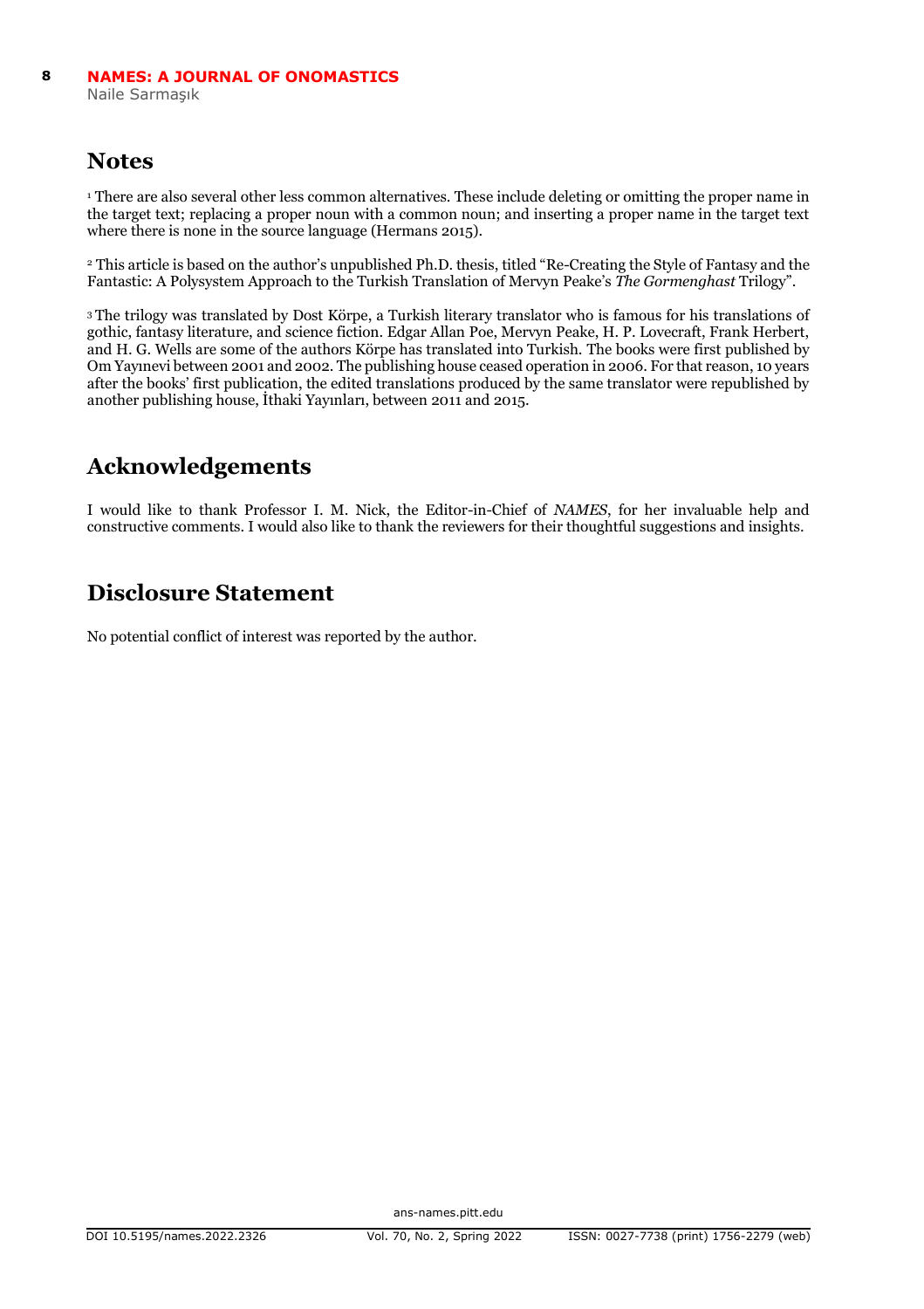## Notes

[1] There are also several other less common alternatives. These include deleting or omitting the proper name in the target text; replacing a proper noun with a common noun; and inserting a proper name in the target text where there is none in the source language (Hermans 2015).

[2] This article is based on the author's unpublished Ph.D. thesis, titled "Re-Creating the Style of Fantasy and the Fantastic: A Polysystem Approach to the Turkish Translation of Mervyn Peake's *The Gormenghast* Trilogy".

[3] The trilogy was translated by Dost Körpe, a Turkish literary translator who is famous for his translations of gothic, fantasy literature, and science fiction. Edgar Allan Poe, Mervyn Peake, H. P. Lovecraft, Frank Herbert, and H. G. Wells are some of the authors Körpe has translated into Turkish. The books were first published by Om Yayınevi between 2001 and 2002. The publishing house ceased operation in 2006. For that reason, 10 years after the books' first publication, the edited translations produced by the same translator were republished by another publishing house, İthaki Yayınları, between 2011 and 2015.

## Acknowledgements

I would like to thank Professor I. M. Nick, the Editor-in-Chief of *NAMES*, for her invaluable help and constructive comments. I would also like to thank the reviewers for their thoughtful suggestions and insights.

## Disclosure Statement

No potential conflict of interest was reported by the author.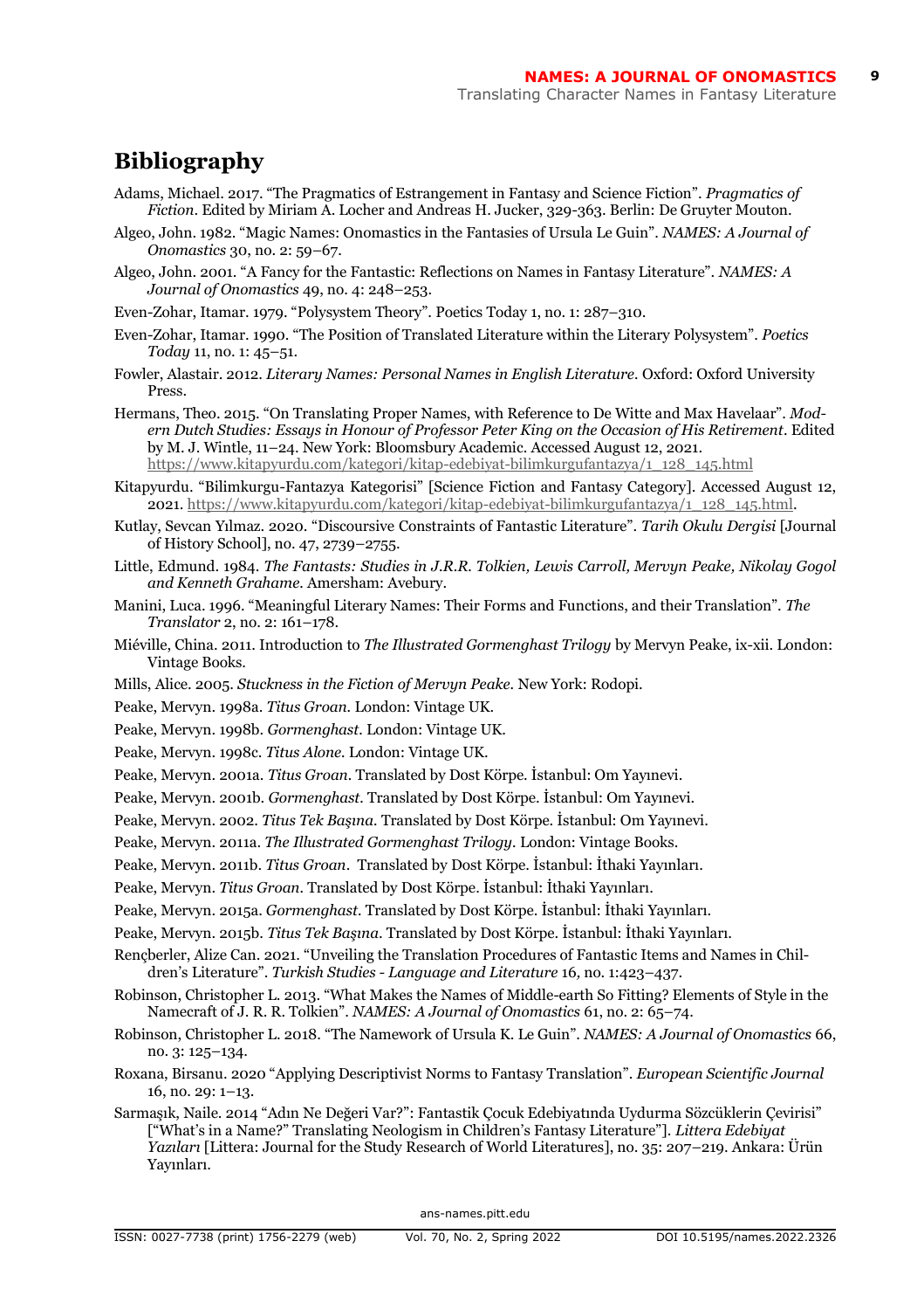## Bibliography

Adams, Michael. 2017. "The Pragmatics of Estrangement in Fantasy and Science Fiction". *Pragmatics of Fiction*. Edited by Miriam A. Locher and Andreas H. Jucker, 329-363. Berlin: De Gruyter Mouton.

Algeo, John. 1982. "Magic Names: Onomastics in the Fantasies of Ursula Le Guin". *NAMES: A Journal of Onomastics* 30, no. 2: 59–67.

Algeo, John. 2001. "A Fancy for the Fantastic: Reflections on Names in Fantasy Literature". *NAMES: A Journal of Onomastics* 49, no. 4: 248–253.

Even-Zohar, Itamar. 1979. "Polysystem Theory". Poetics Today 1, no. 1: 287–310.

Even-Zohar, Itamar. 1990. "The Position of Translated Literature within the Literary Polysystem". *Poetics Today* 11, no. 1: 45–51.

Fowler, Alastair. 2012. *Literary Names: Personal Names in English Literature*. Oxford: Oxford University Press.

Hermans, Theo. 2015. "On Translating Proper Names, with Reference to De Witte and Max Havelaar". *Modern Dutch Studies: Essays in Honour of Professor Peter King on the Occasion of His Retirement*. Edited by M. J. Wintle, 11–24. New York: Bloomsbury Academic. Accessed August 12, 2021. https://www.kitapyurdu.com/kategori/kitap-edebiyat-bilimkurgufantazya/1_128_145.html

Kitapyurdu. "Bilimkurgu-Fantazya Kategorisi" [Science Fiction and Fantasy Category]. Accessed August 12, 2021. https://www.kitapyurdu.com/kategori/kitap-edebiyat-bilimkurgufantazya/1_128_145.html.

Kutlay, Sevcan Yılmaz. 2020. "Discoursive Constraints of Fantastic Literature". *Tarih Okulu Dergisi* [Journal of History School], no. 47, 2739–2755.

Little, Edmund. 1984. *The Fantasts: Studies in J.R.R. Tolkien, Lewis Carroll, Mervyn Peake, Nikolay Gogol and Kenneth Grahame*. Amersham: Avebury.

Manini, Luca. 1996. "Meaningful Literary Names: Their Forms and Functions, and their Translation". *The Translator* 2, no. 2: 161–178.

Miéville, China. 2011. Introduction to *The Illustrated Gormenghast Trilogy* by Mervyn Peake, ix-xii. London: Vintage Books.

Mills, Alice. 2005. *Stuckness in the Fiction of Mervyn Peake*. New York: Rodopi.

Peake, Mervyn. 1998a. *Titus Groan*. London: Vintage UK.

Peake, Mervyn. 1998b. *Gormenghast*. London: Vintage UK.

Peake, Mervyn. 1998c. *Titus Alone*. London: Vintage UK.

Peake, Mervyn. 2001a. *Titus Groan*. Translated by Dost Körpe. İstanbul: Om Yayınevi.

Peake, Mervyn. 2001b. *Gormenghast*. Translated by Dost Körpe. İstanbul: Om Yayınevi.

Peake, Mervyn. 2002. *Titus Tek Başına*. Translated by Dost Körpe. İstanbul: Om Yayınevi.

Peake, Mervyn. 2011a. *The Illustrated Gormenghast Trilogy*. London: Vintage Books.

Peake, Mervyn. 2011b. *Titus Groan*. Translated by Dost Körpe. İstanbul: İthaki Yayınları.

Peake, Mervyn. *Titus Groan*. Translated by Dost Körpe. İstanbul: İthaki Yayınları.

Peake, Mervyn. 2015a. *Gormenghast*. Translated by Dost Körpe. İstanbul: İthaki Yayınları.

Peake, Mervyn. 2015b. *Titus Tek Başına*. Translated by Dost Körpe. İstanbul: İthaki Yayınları.

Rençberler, Alize Can. 2021. "Unveiling the Translation Procedures of Fantastic Items and Names in Children's Literature". *Turkish Studies - Language and Literature* 16, no. 1:423–437.

Robinson, Christopher L. 2013. "What Makes the Names of Middle-earth So Fitting? Elements of Style in the Namecraft of J. R. R. Tolkien". *NAMES: A Journal of Onomastics* 61, no. 2: 65–74.

Robinson, Christopher L. 2018. "The Namework of Ursula K. Le Guin". *NAMES: A Journal of Onomastics* 66, no. 3: 125–134.

Roxana, Birsanu. 2020 "Applying Descriptivist Norms to Fantasy Translation". *European Scientific Journal* 16, no. 29: 1–13.

Sarmaşık, Naile. 2014 "Adın Ne Değeri Var?": Fantastik Çocuk Edebiyatında Uydurma Sözcüklerin Çevirisi" ["What's in a Name?" Translating Neologism in Children's Fantasy Literature"]. *Littera Edebiyat Yazıları* [Littera: Journal for the Study Research of World Literatures], no. 35: 207–219. Ankara: Ürün Yayınları.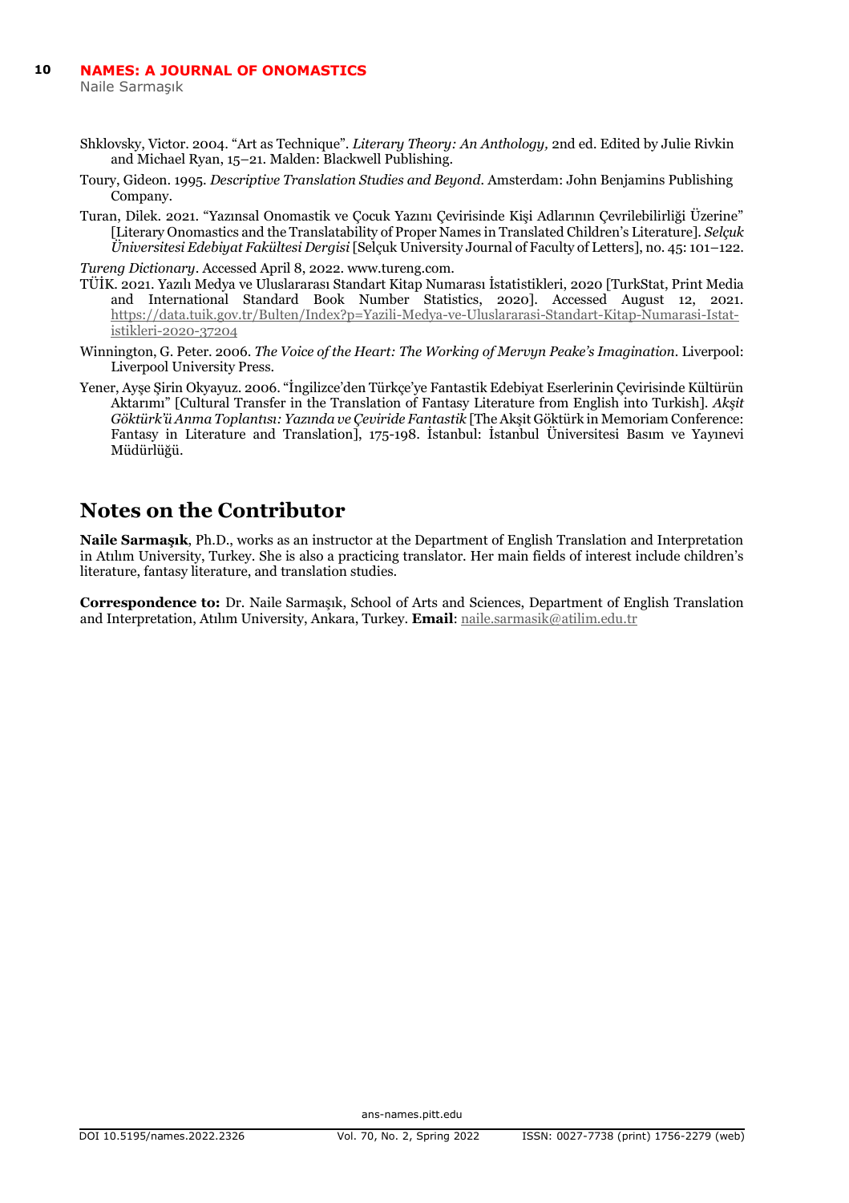Shklovsky, Victor. 2004. "Art as Technique". *Literary Theory: An Anthology,* 2nd ed. Edited by Julie Rivkin and Michael Ryan, 15–21. Malden: Blackwell Publishing.

Toury, Gideon. 1995. *Descriptive Translation Studies and Beyond*. Amsterdam: John Benjamins Publishing Company.

Turan, Dilek. 2021. "Yazınsal Onomastik ve Çocuk Yazını Çevirisinde Kişi Adlarının Çevrilebilirliği Üzerine" [Literary Onomastics and the Translatability of Proper Names in Translated Children's Literature]. *Selçuk Üniversitesi Edebiyat Fakültesi Dergisi* [Selçuk University Journal of Faculty of Letters], no. 45: 101–122.

*Tureng Dictionary*. Accessed April 8, 2022. www.tureng.com.

TÜİK. 2021. Yazılı Medya ve Uluslararası Standart Kitap Numarası İstatistikleri, 2020 [TurkStat, Print Media and International Standard Book Number Statistics, 2020]. Accessed August 12, 2021. https://data.tuik.gov.tr/Bulten/Index?p=Yazili-Medya-ve-Uluslararasi-Standart-Kitap-Numarasi-Istatistikleri-2020-37204

Winnington, G. Peter. 2006. *The Voice of the Heart: The Working of Mervyn Peake's Imagination*. Liverpool: Liverpool University Press.

Yener, Ayşe Şirin Okyayuz. 2006. "İngilizce'den Türkçe'ye Fantastik Edebiyat Eserlerinin Çevirisinde Kültürün Aktarımı" [Cultural Transfer in the Translation of Fantasy Literature from English into Turkish]. *Akşit Göktürk'ü Anma Toplantısı: Yazında ve Çeviride Fantastik* [The Akşit Göktürk in Memoriam Conference: Fantasy in Literature and Translation], 175-198. İstanbul: İstanbul Üniversitesi Basım ve Yayınevi Müdürlüğü.

## Notes on the Contributor

**Naile Sarmaşık**, Ph.D., works as an instructor at the Department of English Translation and Interpretation in Atılım University, Turkey. She is also a practicing translator. Her main fields of interest include children's literature, fantasy literature, and translation studies.

**Correspondence to:** Dr. Naile Sarmaşık, School of Arts and Sciences, Department of English Translation and Interpretation, Atılım University, Ankara, Turkey. **Email**: naile.sarmasik@atilim.edu.tr